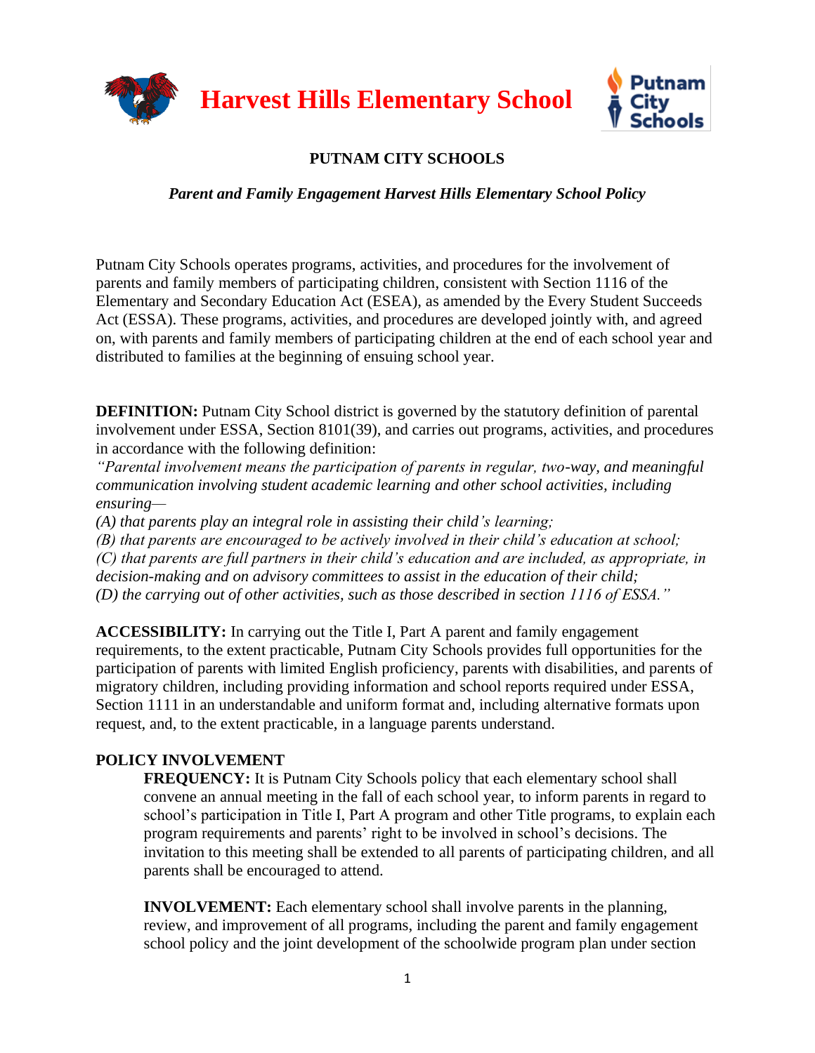# Harvest Hills Elementary School

**PUTNAM CITY SCHOOLS**

***Parent and Family Engagement Harvest Hills Elementary School Policy***

Putnam City Schools operates programs, activities, and procedures for the involvement of parents and family members of participating children, consistent with Section 1116 of the Elementary and Secondary Education Act (ESEA), as amended by the Every Student Succeeds Act (ESSA). These programs, activities, and procedures are developed jointly with, and agreed on, with parents and family members of participating children at the end of each school year and distributed to families at the beginning of ensuing school year.

**DEFINITION:** Putnam City School district is governed by the statutory definition of parental involvement under ESSA, Section 8101(39), and carries out programs, activities, and procedures in accordance with the following definition:

*"Parental involvement means the participation of parents in regular, two-way, and meaningful communication involving student academic learning and other school activities, including ensuring—*

*(A) that parents play an integral role in assisting their child's learning;*

*(B) that parents are encouraged to be actively involved in their child's education at school;*

*(C) that parents are full partners in their child's education and are included, as appropriate, in decision-making and on advisory committees to assist in the education of their child;*

*(D) the carrying out of other activities, such as those described in section 1116 of ESSA."*

**ACCESSIBILITY:** In carrying out the Title I, Part A parent and family engagement requirements, to the extent practicable, Putnam City Schools provides full opportunities for the participation of parents with limited English proficiency, parents with disabilities, and parents of migratory children, including providing information and school reports required under ESSA, Section 1111 in an understandable and uniform format and, including alternative formats upon request, and, to the extent practicable, in a language parents understand.

**POLICY INVOLVEMENT**

**FREQUENCY:** It is Putnam City Schools policy that each elementary school shall convene an annual meeting in the fall of each school year, to inform parents in regard to school's participation in Title I, Part A program and other Title programs, to explain each program requirements and parents' right to be involved in school's decisions. The invitation to this meeting shall be extended to all parents of participating children, and all parents shall be encouraged to attend.

**INVOLVEMENT:** Each elementary school shall involve parents in the planning, review, and improvement of all programs, including the parent and family engagement school policy and the joint development of the schoolwide program plan under section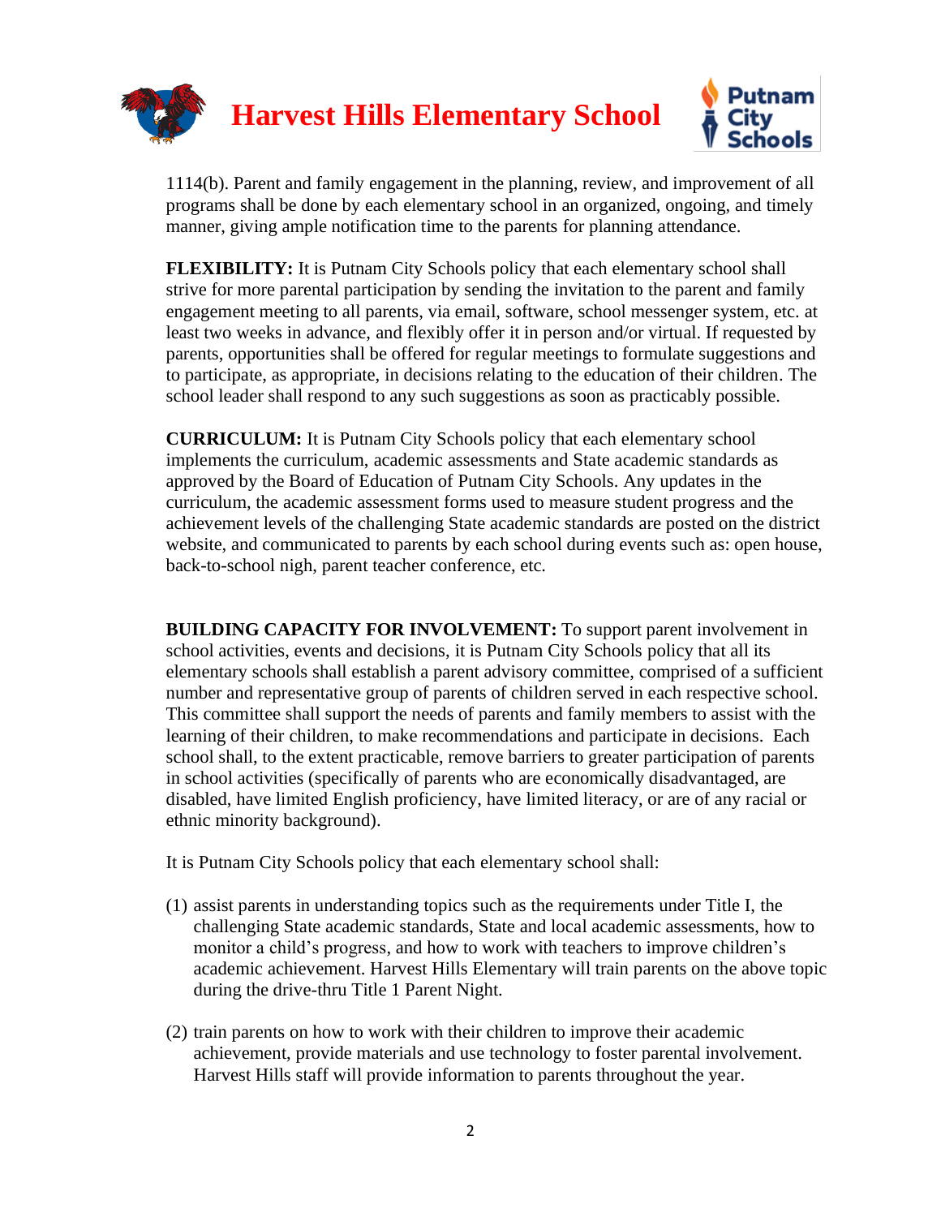1114(b). Parent and family engagement in the planning, review, and improvement of all programs shall be done by each elementary school in an organized, ongoing, and timely manner, giving ample notification time to the parents for planning attendance.

**FLEXIBILITY:** It is Putnam City Schools policy that each elementary school shall strive for more parental participation by sending the invitation to the parent and family engagement meeting to all parents, via email, software, school messenger system, etc. at least two weeks in advance, and flexibly offer it in person and/or virtual. If requested by parents, opportunities shall be offered for regular meetings to formulate suggestions and to participate, as appropriate, in decisions relating to the education of their children. The school leader shall respond to any such suggestions as soon as practicably possible.

**CURRICULUM:** It is Putnam City Schools policy that each elementary school implements the curriculum, academic assessments and State academic standards as approved by the Board of Education of Putnam City Schools. Any updates in the curriculum, the academic assessment forms used to measure student progress and the achievement levels of the challenging State academic standards are posted on the district website, and communicated to parents by each school during events such as: open house, back-to-school nigh, parent teacher conference, etc.

**BUILDING CAPACITY FOR INVOLVEMENT:** To support parent involvement in school activities, events and decisions, it is Putnam City Schools policy that all its elementary schools shall establish a parent advisory committee, comprised of a sufficient number and representative group of parents of children served in each respective school. This committee shall support the needs of parents and family members to assist with the learning of their children, to make recommendations and participate in decisions. Each school shall, to the extent practicable, remove barriers to greater participation of parents in school activities (specifically of parents who are economically disadvantaged, are disabled, have limited English proficiency, have limited literacy, or are of any racial or ethnic minority background).

It is Putnam City Schools policy that each elementary school shall:

(1) assist parents in understanding topics such as the requirements under Title I, the challenging State academic standards, State and local academic assessments, how to monitor a child's progress, and how to work with teachers to improve children's academic achievement. Harvest Hills Elementary will train parents on the above topic during the drive-thru Title 1 Parent Night.

(2) train parents on how to work with their children to improve their academic achievement, provide materials and use technology to foster parental involvement. Harvest Hills staff will provide information to parents throughout the year.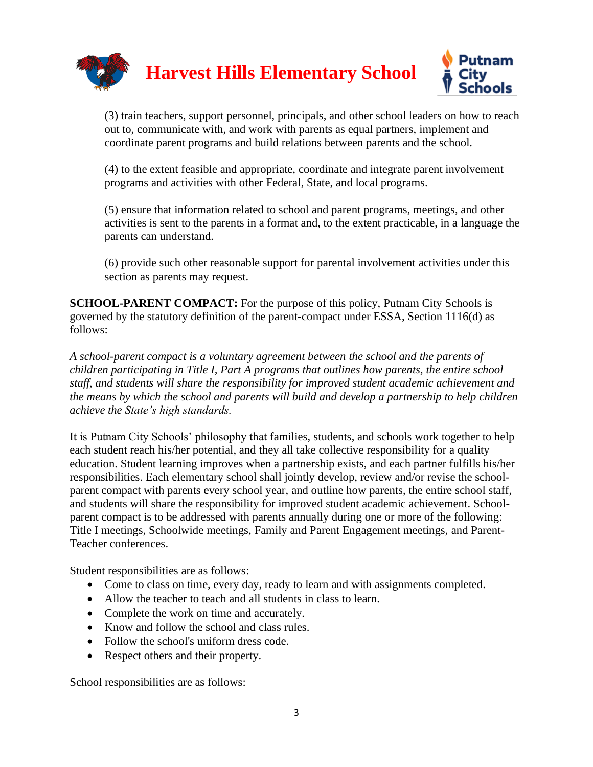(3) train teachers, support personnel, principals, and other school leaders on how to reach out to, communicate with, and work with parents as equal partners, implement and coordinate parent programs and build relations between parents and the school.

(4) to the extent feasible and appropriate, coordinate and integrate parent involvement programs and activities with other Federal, State, and local programs.

(5) ensure that information related to school and parent programs, meetings, and other activities is sent to the parents in a format and, to the extent practicable, in a language the parents can understand.

(6) provide such other reasonable support for parental involvement activities under this section as parents may request.

**SCHOOL-PARENT COMPACT:** For the purpose of this policy, Putnam City Schools is governed by the statutory definition of the parent-compact under ESSA, Section 1116(d) as follows:

*A school-parent compact is a voluntary agreement between the school and the parents of children participating in Title I, Part A programs that outlines how parents, the entire school staff, and students will share the responsibility for improved student academic achievement and the means by which the school and parents will build and develop a partnership to help children achieve the State's high standards.*

It is Putnam City Schools' philosophy that families, students, and schools work together to help each student reach his/her potential, and they all take collective responsibility for a quality education. Student learning improves when a partnership exists, and each partner fulfills his/her responsibilities. Each elementary school shall jointly develop, review and/or revise the school-parent compact with parents every school year, and outline how parents, the entire school staff, and students will share the responsibility for improved student academic achievement. School-parent compact is to be addressed with parents annually during one or more of the following: Title I meetings, Schoolwide meetings, Family and Parent Engagement meetings, and Parent-Teacher conferences.

Student responsibilities are as follows:

- Come to class on time, every day, ready to learn and with assignments completed.
- Allow the teacher to teach and all students in class to learn.
- Complete the work on time and accurately.
- Know and follow the school and class rules.
- Follow the school's uniform dress code.
- Respect others and their property.

School responsibilities are as follows: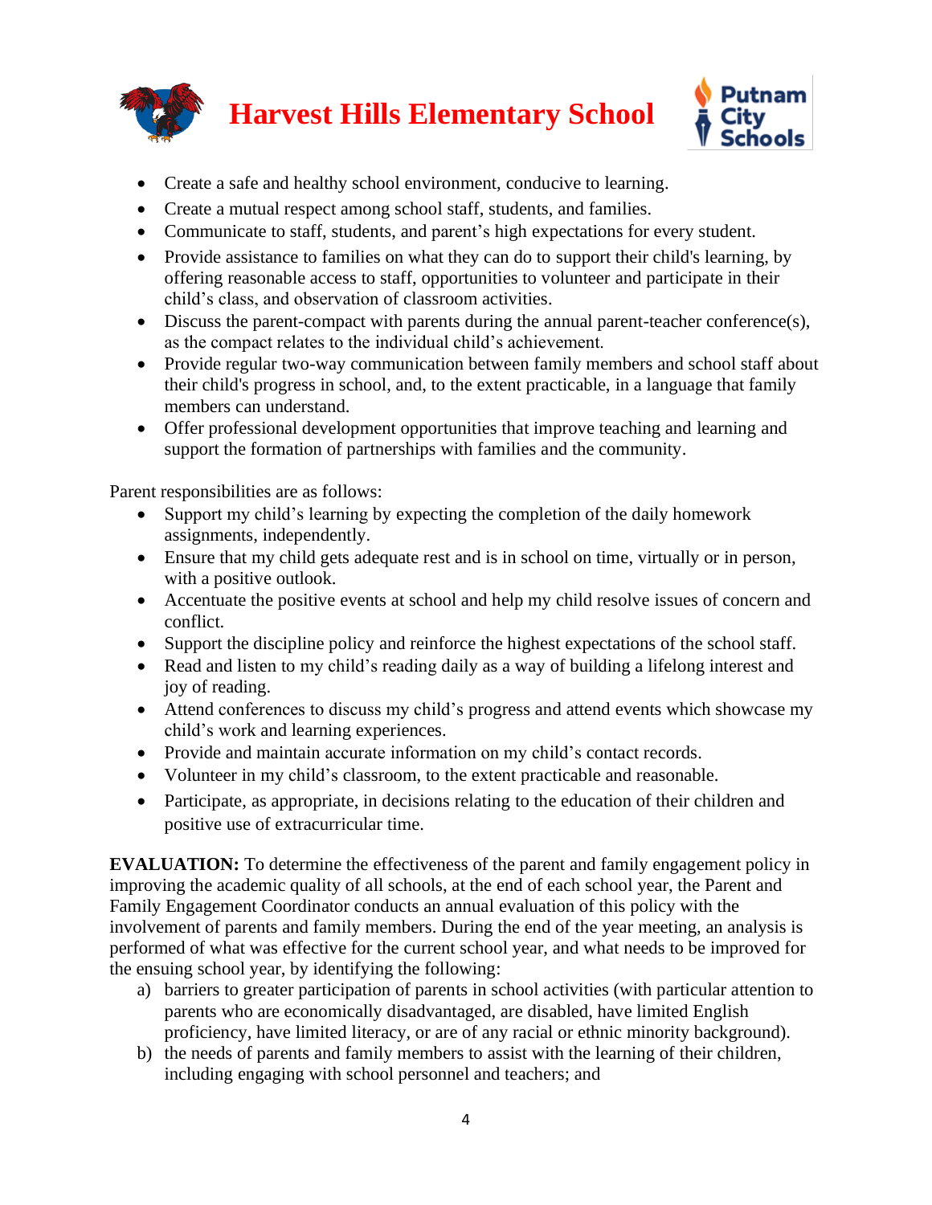- Create a safe and healthy school environment, conducive to learning.
- Create a mutual respect among school staff, students, and families.
- Communicate to staff, students, and parent's high expectations for every student.
- Provide assistance to families on what they can do to support their child's learning, by offering reasonable access to staff, opportunities to volunteer and participate in their child's class, and observation of classroom activities.
- Discuss the parent-compact with parents during the annual parent-teacher conference(s), as the compact relates to the individual child's achievement.
- Provide regular two-way communication between family members and school staff about their child's progress in school, and, to the extent practicable, in a language that family members can understand.
- Offer professional development opportunities that improve teaching and learning and support the formation of partnerships with families and the community.

Parent responsibilities are as follows:

- Support my child's learning by expecting the completion of the daily homework assignments, independently.
- Ensure that my child gets adequate rest and is in school on time, virtually or in person, with a positive outlook.
- Accentuate the positive events at school and help my child resolve issues of concern and conflict.
- Support the discipline policy and reinforce the highest expectations of the school staff.
- Read and listen to my child's reading daily as a way of building a lifelong interest and joy of reading.
- Attend conferences to discuss my child's progress and attend events which showcase my child's work and learning experiences.
- Provide and maintain accurate information on my child's contact records.
- Volunteer in my child's classroom, to the extent practicable and reasonable.
- Participate, as appropriate, in decisions relating to the education of their children and positive use of extracurricular time.

**EVALUATION:** To determine the effectiveness of the parent and family engagement policy in improving the academic quality of all schools, at the end of each school year, the Parent and Family Engagement Coordinator conducts an annual evaluation of this policy with the involvement of parents and family members. During the end of the year meeting, an analysis is performed of what was effective for the current school year, and what needs to be improved for the ensuing school year, by identifying the following:

a) barriers to greater participation of parents in school activities (with particular attention to parents who are economically disadvantaged, are disabled, have limited English proficiency, have limited literacy, or are of any racial or ethnic minority background).
b) the needs of parents and family members to assist with the learning of their children, including engaging with school personnel and teachers; and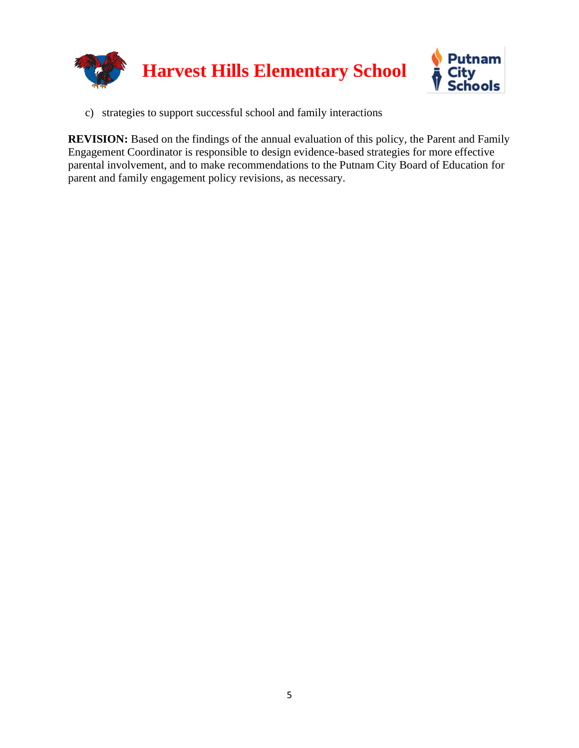c) strategies to support successful school and family interactions

**REVISION:** Based on the findings of the annual evaluation of this policy, the Parent and Family Engagement Coordinator is responsible to design evidence-based strategies for more effective parental involvement, and to make recommendations to the Putnam City Board of Education for parent and family engagement policy revisions, as necessary.